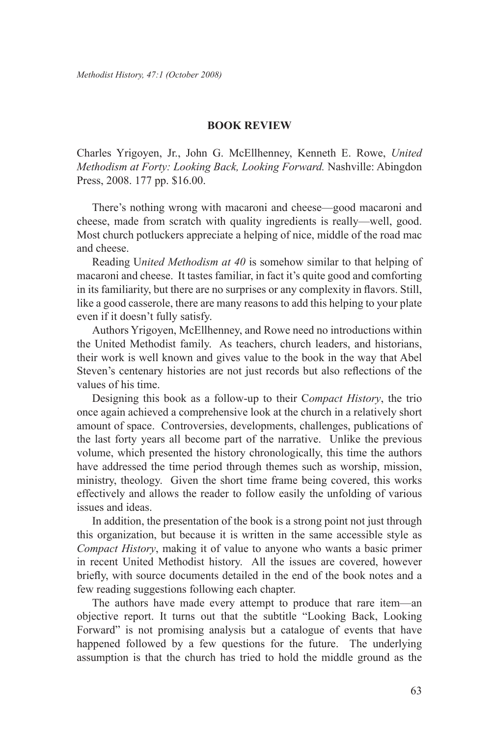## BOOK REVIEW

Charles Yrigoyen, Jr., John G. McEllhenney, Kenneth E. Rowe, *United Methodism at Forty: Looking Back, Looking Forward.* Nashville: Abingdon Press, 2008. 177 pp. $16.00.

There's nothing wrong with macaroni and cheese—good macaroni and cheese, made from scratch with quality ingredients is really—well, good. Most church potluckers appreciate a helping of nice, middle of the road mac and cheese.

Reading U*nited Methodism at 40* is somehow similar to that helping of macaroni and cheese. It tastes familiar, in fact it's quite good and comforting in its familiarity, but there are no surprises or any complexity in flavors. Still, like a good casserole, there are many reasons to add this helping to your plate even if it doesn't fully satisfy.

Authors Yrigoyen, McEllhenney, and Rowe need no introductions within the United Methodist family. As teachers, church leaders, and historians, their work is well known and gives value to the book in the way that Abel Steven's centenary histories are not just records but also reflections of the values of his time.

Designing this book as a follow-up to their C*ompact History*, the trio once again achieved a comprehensive look at the church in a relatively short amount of space. Controversies, developments, challenges, publications of the last forty years all become part of the narrative. Unlike the previous volume, which presented the history chronologically, this time the authors have addressed the time period through themes such as worship, mission, ministry, theology. Given the short time frame being covered, this works effectively and allows the reader to follow easily the unfolding of various issues and ideas.

In addition, the presentation of the book is a strong point not just through this organization, but because it is written in the same accessible style as *Compact History*, making it of value to anyone who wants a basic primer in recent United Methodist history. All the issues are covered, however briefly, with source documents detailed in the end of the book notes and a few reading suggestions following each chapter.

The authors have made every attempt to produce that rare item—an objective report. It turns out that the subtitle "Looking Back, Looking Forward" is not promising analysis but a catalogue of events that have happened followed by a few questions for the future. The underlying assumption is that the church has tried to hold the middle ground as the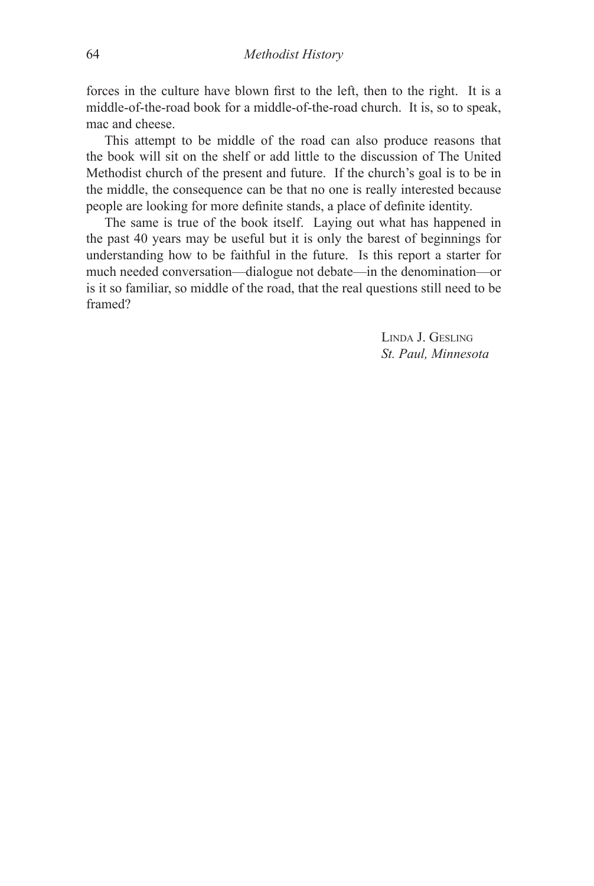forces in the culture have blown first to the left, then to the right. It is a middle-of-the-road book for a middle-of-the-road church. It is, so to speak, mac and cheese.

This attempt to be middle of the road can also produce reasons that the book will sit on the shelf or add little to the discussion of The United Methodist church of the present and future. If the church's goal is to be in the middle, the consequence can be that no one is really interested because people are looking for more definite stands, a place of definite identity.

The same is true of the book itself. Laying out what has happened in the past 40 years may be useful but it is only the barest of beginnings for understanding how to be faithful in the future. Is this report a starter for much needed conversation—dialogue not debate—in the denomination—or is it so familiar, so middle of the road, that the real questions still need to be framed?

LINDA J. GESLING
*St. Paul, Minnesota*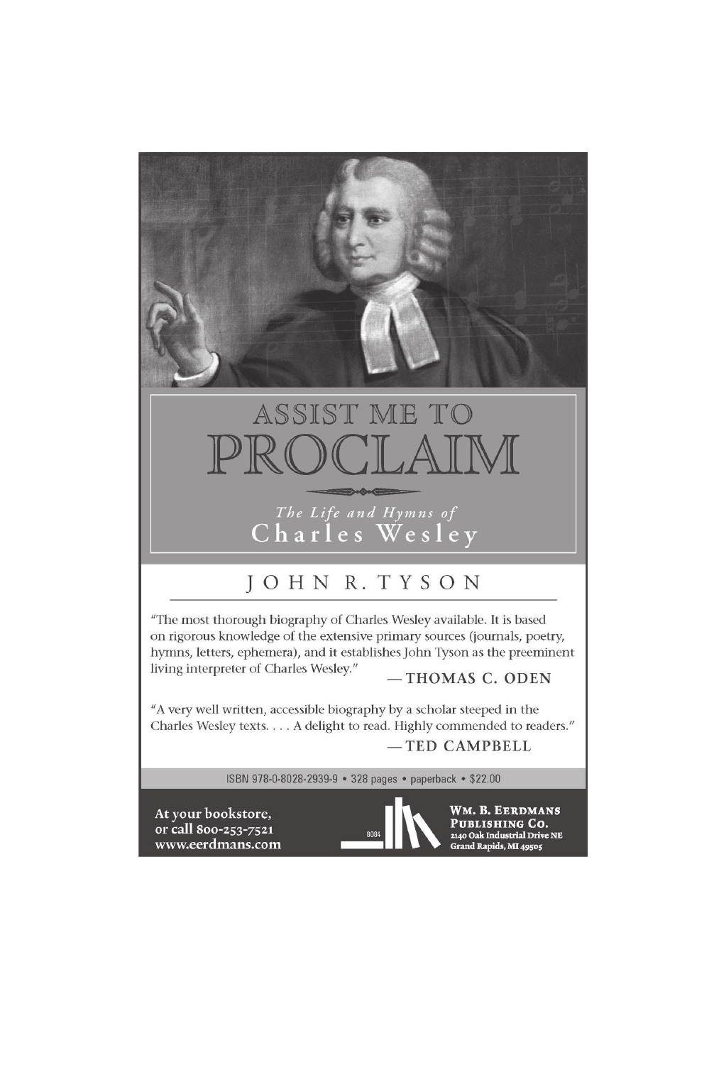# ASSIST ME TO PROCLAIM

*The Life and Hymns of*
**Charles Wesley**

## JOHN R. TYSON

"The most thorough biography of Charles Wesley available. It is based on rigorous knowledge of the extensive primary sources (journals, poetry, hymns, letters, ephemera), and it establishes John Tyson as the preeminent living interpreter of Charles Wesley."

— **THOMAS C. ODEN**

"A very well written, accessible biography by a scholar steeped in the Charles Wesley texts. . . . A delight to read. Highly commended to readers."

— **TED CAMPBELL**

ISBN 978-0-8028-2939-9 • 328 pages • paperback • $22.00

At your bookstore,
or call 800-253-7521
www.eerdmans.com

8084

**WM. B. EERDMANS PUBLISHING CO.**
2140 Oak Industrial Drive NE
Grand Rapids, MI 49505